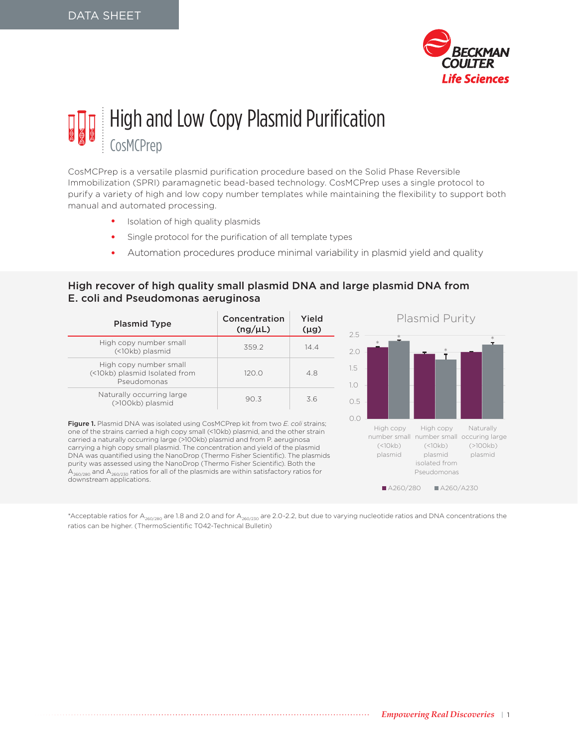DATA SHEET

# High and Low Copy Plasmid Purification

## CosMCPrep

CosMCPrep is a versatile plasmid purification procedure based on the Solid Phase Reversible Immobilization (SPRI) paramagnetic bead-based technology. CosMCPrep uses a single protocol to purify a variety of high and low copy number templates while maintaining the flexibility to support both manual and automated processing.

- Isolation of high quality plasmids
- Single protocol for the purification of all template types
- Automation procedures produce minimal variability in plasmid yield and quality

### High recover of high quality small plasmid DNA and large plasmid DNA from E. coli and Pseudomonas aeruginosa

| Plasmid Type | Concentration (ng/µL) | Yield (µg) |
|---|---|---|
| High copy number small (<10kb) plasmid | 359.2 | 14.4 |
| High copy number small (<10kb) plasmid Isolated from Pseudomonas | 120.0 | 4.8 |
| Naturally occurring large (>100kb) plasmid | 90.3 | 3.6 |

**Plasmid Purity**

**Figure 1.** Plasmid DNA was isolated using CosMCPrep kit from two *E. coli* strains; one of the strains carried a high copy small (<10kb) plasmid, and the other strain carried a naturally occurring large (>100kb) plasmid and from P. aeruginosa carrying a high copy small plasmid. The concentration and yield of the plasmid DNA was quantified using the NanoDrop (Thermo Fisher Scientific). The plasmids purity was assessed using the NanoDrop (Thermo Fisher Scientific). Both the $A_{260/280}$ and $A_{260/230}$ ratios for all of the plasmids are within satisfactory ratios for downstream applications.

*Acceptable ratios for $A_{260/280}$ are 1.8 and 2.0 and for $A_{260/230}$ are 2.0-2.2, but due to varying nucleotide ratios and DNA concentrations the ratios can be higher. (ThermoScientific T042-Technical Bulletin)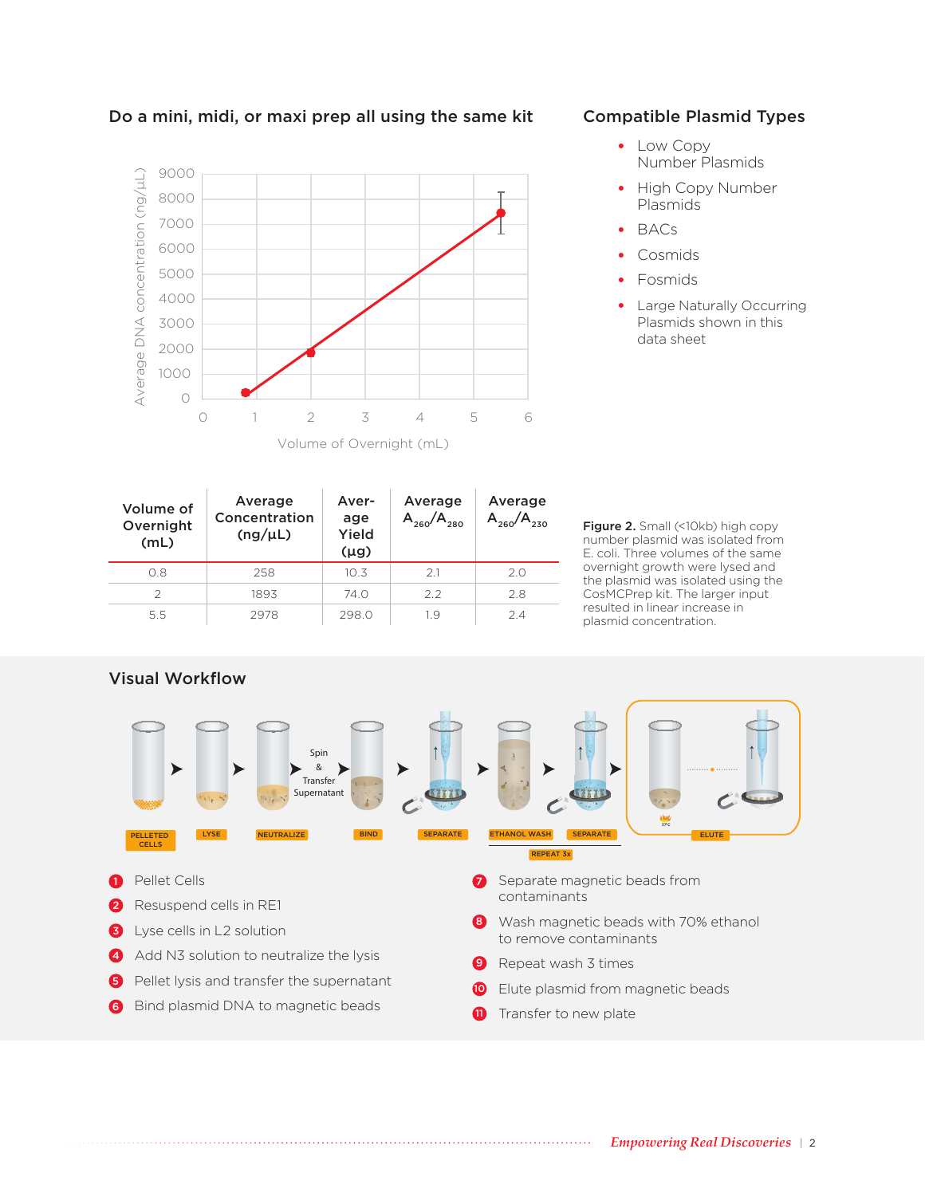## Do a mini, midi, or maxi prep all using the same kit

## Compatible Plasmid Types

- Low Copy Number Plasmids
- High Copy Number Plasmids
- BACs
- Cosmids
- Fosmids
- Large Naturally Occurring Plasmids shown in this data sheet

| Volume of Overnight (mL) | Average Concentration (ng/µL) | Average Yield (µg) | Average $A_{260}/A_{280}$ | Average $A_{260}/A_{230}$ |
|---|---|---|---|---|
| 0.8 | 258 | 10.3 | 2.1 | 2.0 |
| 2 | 1893 | 74.0 | 2.2 | 2.8 |
| 5.5 | 2978 | 298.0 | 1.9 | 2.4 |

**Figure 2.** Small (<10kb) high copy number plasmid was isolated from E. coli. Three volumes of the same overnight growth were lysed and the plasmid was isolated using the CosMCPrep kit. The larger input resulted in linear increase in plasmid concentration.

## Visual Workflow

1. Pellet Cells
2. Resuspend cells in RE1
3. Lyse cells in L2 solution
4. Add N3 solution to neutralize the lysis
5. Pellet lysis and transfer the supernatant
6. Bind plasmid DNA to magnetic beads
7. Separate magnetic beads from contaminants
8. Wash magnetic beads with 70% ethanol to remove contaminants
9. Repeat wash 3 times
10. Elute plasmid from magnetic beads
11. Transfer to new plate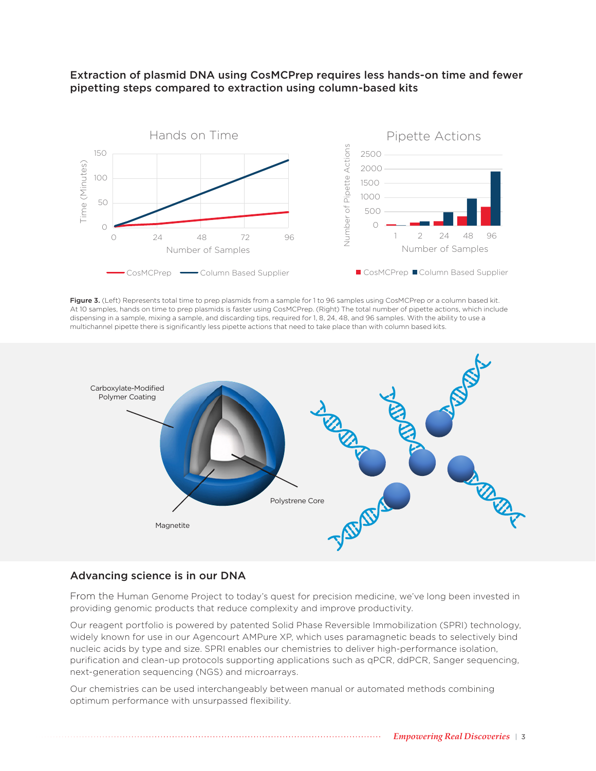### Extraction of plasmid DNA using CosMCPrep requires less hands-on time and fewer pipetting steps compared to extraction using column-based kits

**Figure 3.** (Left) Represents total time to prep plasmids from a sample for 1 to 96 samples using CosMCPrep or a column based kit. At 10 samples, hands on time to prep plasmids is faster using CosMCPrep. (Right) The total number of pipette actions, which include dispensing in a sample, mixing a sample, and discarding tips, required for 1, 8, 24, 48, and 96 samples. With the ability to use a multichannel pipette there is significantly less pipette actions that need to take place than with column based kits.

## Advancing science is in our DNA

From the Human Genome Project to today's quest for precision medicine, we've long been invested in providing genomic products that reduce complexity and improve productivity.

Our reagent portfolio is powered by patented Solid Phase Reversible Immobilization (SPRI) technology, widely known for use in our Agencourt AMPure XP, which uses paramagnetic beads to selectively bind nucleic acids by type and size. SPRI enables our chemistries to deliver high-performance isolation, purification and clean-up protocols supporting applications such as qPCR, ddPCR, Sanger sequencing, next-generation sequencing (NGS) and microarrays.

Our chemistries can be used interchangeably between manual or automated methods combining optimum performance with unsurpassed flexibility.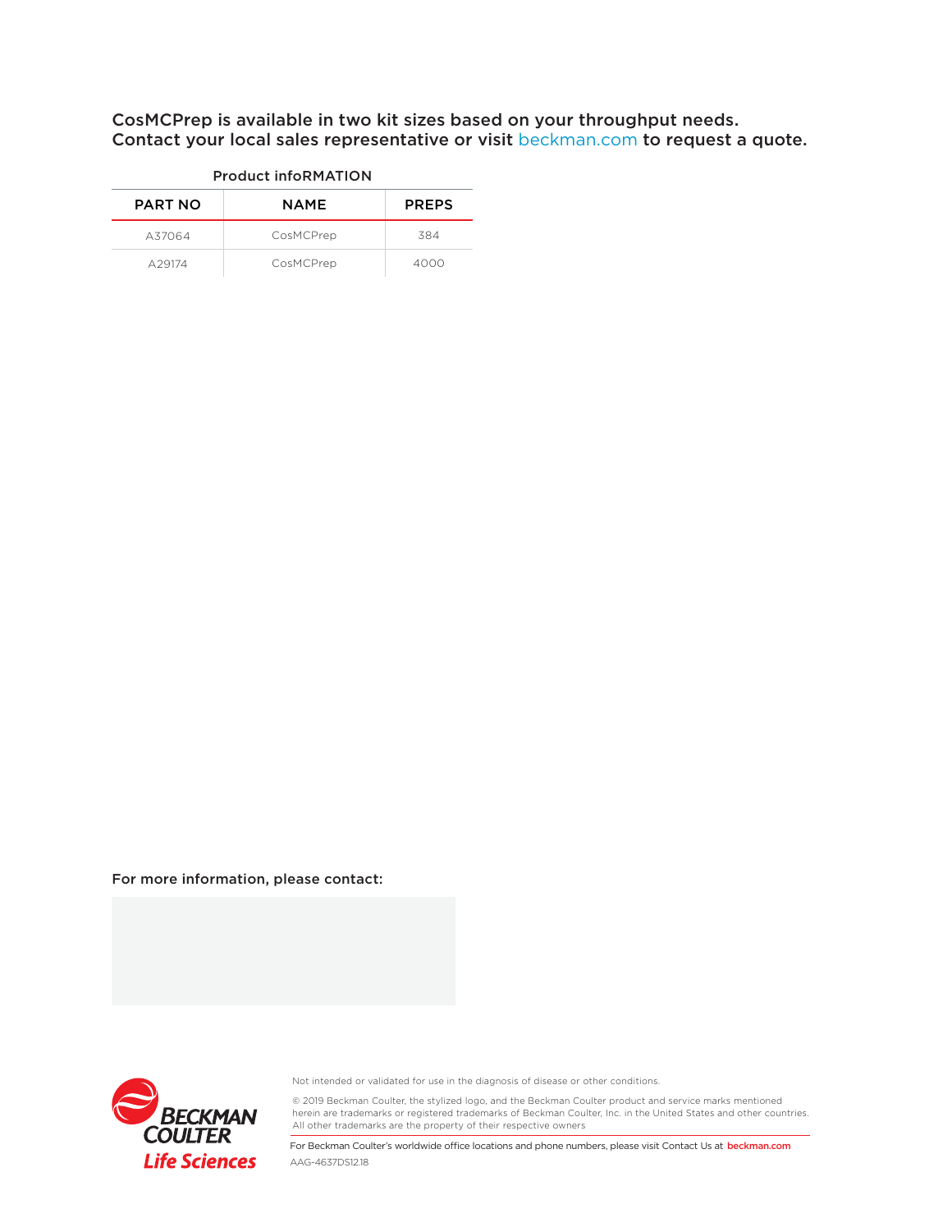**CosMCPrep is available in two kit sizes based on your throughput needs. Contact your local sales representative or visit beckman.com to request a quote.**

Product infoRMATION

| PART NO | NAME | PREPS |
|---|---|---|
| A37064 | CosMCPrep | 384 |
| A29174 | CosMCPrep | 4000 |

**For more information, please contact:**

BECKMAN COULTER Life Sciences

Not intended or validated for use in the diagnosis of disease or other conditions.

© 2019 Beckman Coulter, the stylized logo, and the Beckman Coulter product and service marks mentioned herein are trademarks or registered trademarks of Beckman Coulter, Inc. in the United States and other countries. All other trademarks are the property of their respective owners

For Beckman Coulter's worldwide office locations and phone numbers, please visit Contact Us at **beckman.com**

AAG-4637DS12.18